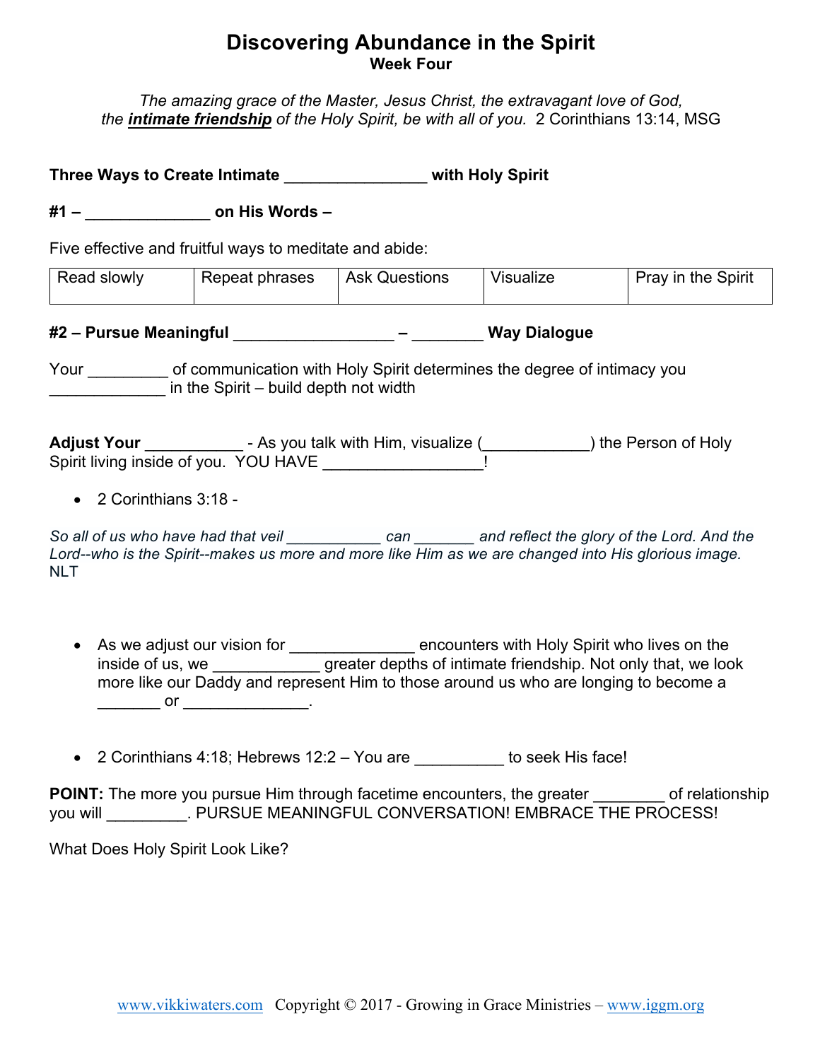# Discovering Abundance in the Spirit

### Week Four

*The amazing grace of the Master, Jesus Christ, the extravagant love of God, the* ***intimate friendship*** *of the Holy Spirit, be with all of you.* 2 Corinthians 13:14, MSG

**Three Ways to Create Intimate ________________ with Holy Spirit**

**#1 – ______________ on His Words –**

Five effective and fruitful ways to meditate and abide:

| Read slowly | Repeat phrases | Ask Questions | Visualize | Pray in the Spirit |
|---|---|---|---|---|

**#2 – Pursue Meaningful __________________ – ________ Way Dialogue**

Your _________ of communication with Holy Spirit determines the degree of intimacy you _____________ in the Spirit – build depth not width

**Adjust Your ___________** - As you talk with Him, visualize (____________) the Person of Holy Spirit living inside of you. YOU HAVE __________________!

- 2 Corinthians 3:18 -

*So all of us who have had that veil ___________ can _______ and reflect the glory of the Lord. And the Lord--who is the Spirit--makes us more and more like Him as we are changed into His glorious image.* NLT

- As we adjust our vision for ______________ encounters with Holy Spirit who lives on the inside of us, we ____________ greater depths of intimate friendship. Not only that, we look more like our Daddy and represent Him to those around us who are longing to become a _______ or ______________.

- 2 Corinthians 4:18; Hebrews 12:2 – You are __________ to seek His face!

**POINT:** The more you pursue Him through facetime encounters, the greater ________ of relationship you will _________. PURSUE MEANINGFUL CONVERSATION! EMBRACE THE PROCESS!

What Does Holy Spirit Look Like?

www.vikkiwaters.com Copyright © 2017 - Growing in Grace Ministries – www.iggm.org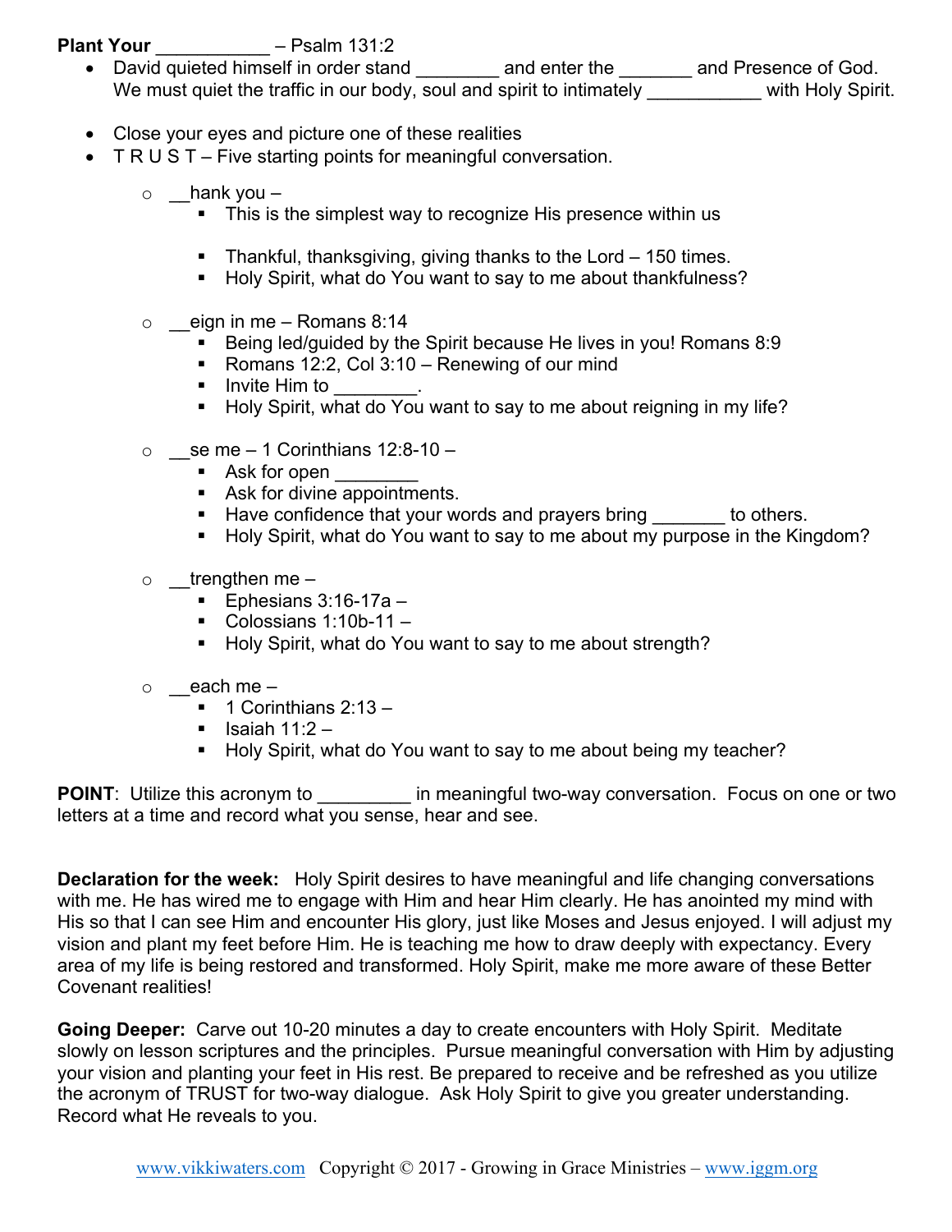**Plant Your** ___________ – Psalm 131:2

- David quieted himself in order stand ________ and enter the _______ and Presence of God. We must quiet the traffic in our body, soul and spirit to intimately ___________ with Holy Spirit.

- Close your eyes and picture one of these realities
- T R U S T – Five starting points for meaningful conversation.
    - __hank you –
        - This is the simplest way to recognize His presence within us
        - Thankful, thanksgiving, giving thanks to the Lord – 150 times.
        - Holy Spirit, what do You want to say to me about thankfulness?
    - __eign in me – Romans 8:14
        - Being led/guided by the Spirit because He lives in you! Romans 8:9
        - Romans 12:2, Col 3:10 – Renewing of our mind
        - Invite Him to ________.
        - Holy Spirit, what do You want to say to me about reigning in my life?
    - __se me – 1 Corinthians 12:8-10 –
        - Ask for open ________
        - Ask for divine appointments.
        - Have confidence that your words and prayers bring _______ to others.
        - Holy Spirit, what do You want to say to me about my purpose in the Kingdom?
    - __trengthen me –
        - Ephesians 3:16-17a –
        - Colossians 1:10b-11 –
        - Holy Spirit, what do You want to say to me about strength?
    - __each me –
        - 1 Corinthians 2:13 –
        - Isaiah 11:2 –
        - Holy Spirit, what do You want to say to me about being my teacher?

**POINT**: Utilize this acronym to _________ in meaningful two-way conversation. Focus on one or two letters at a time and record what you sense, hear and see.

**Declaration for the week:** Holy Spirit desires to have meaningful and life changing conversations with me. He has wired me to engage with Him and hear Him clearly. He has anointed my mind with His so that I can see Him and encounter His glory, just like Moses and Jesus enjoyed. I will adjust my vision and plant my feet before Him. He is teaching me how to draw deeply with expectancy. Every area of my life is being restored and transformed. Holy Spirit, make me more aware of these Better Covenant realities!

**Going Deeper:** Carve out 10-20 minutes a day to create encounters with Holy Spirit. Meditate slowly on lesson scriptures and the principles. Pursue meaningful conversation with Him by adjusting your vision and planting your feet in His rest. Be prepared to receive and be refreshed as you utilize the acronym of TRUST for two-way dialogue. Ask Holy Spirit to give you greater understanding. Record what He reveals to you.

www.vikkiwaters.com Copyright © 2017 - Growing in Grace Ministries – www.iggm.org